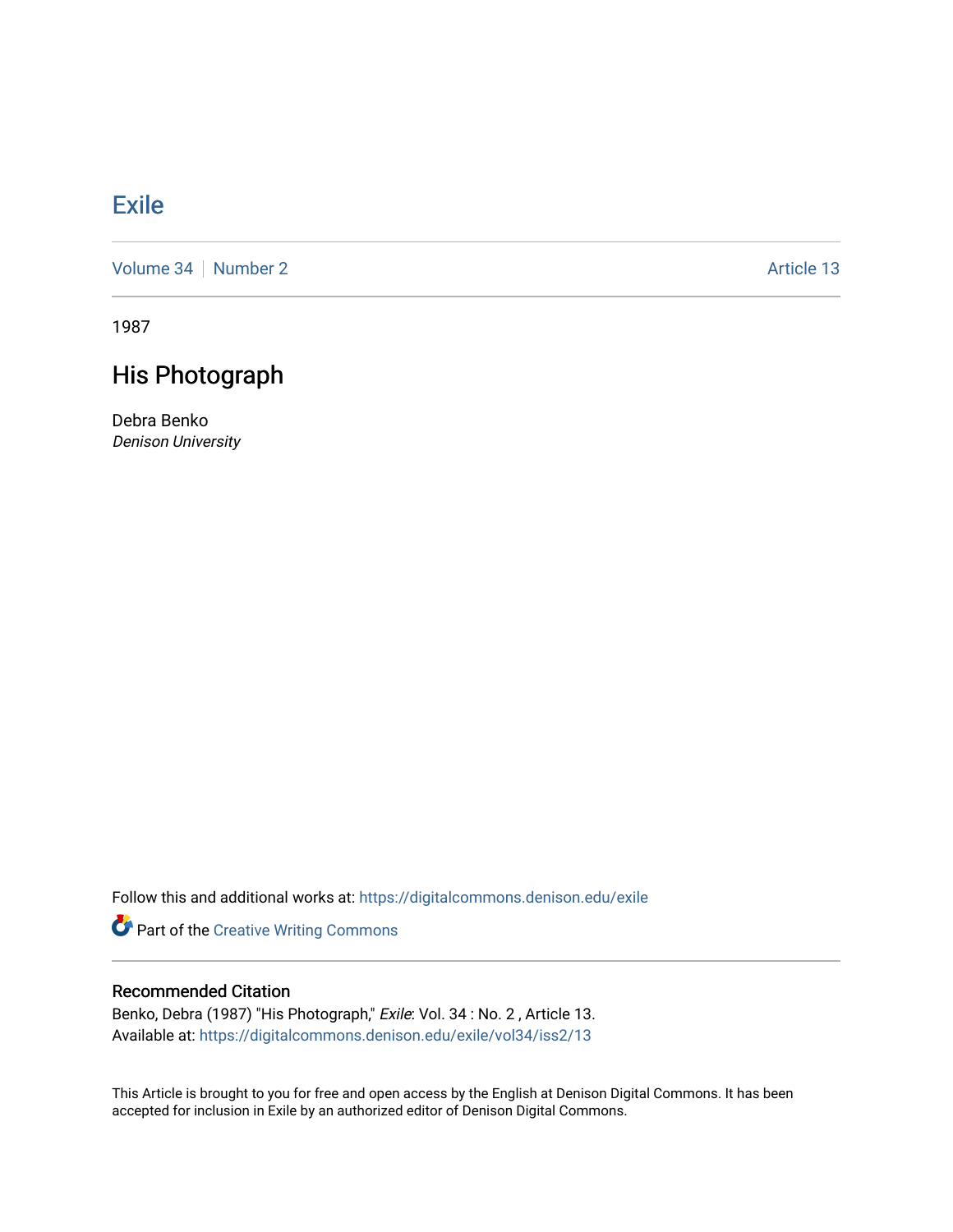# Exile

Volume 34 | Number 2 — Article 13

1987

## His Photograph

Debra Benko
*Denison University*

Follow this and additional works at: https://digitalcommons.denison.edu/exile

Part of the Creative Writing Commons

### Recommended Citation

Benko, Debra (1987) "His Photograph," *Exile*: Vol. 34 : No. 2 , Article 13.
Available at: https://digitalcommons.denison.edu/exile/vol34/iss2/13

This Article is brought to you for free and open access by the English at Denison Digital Commons. It has been accepted for inclusion in Exile by an authorized editor of Denison Digital Commons.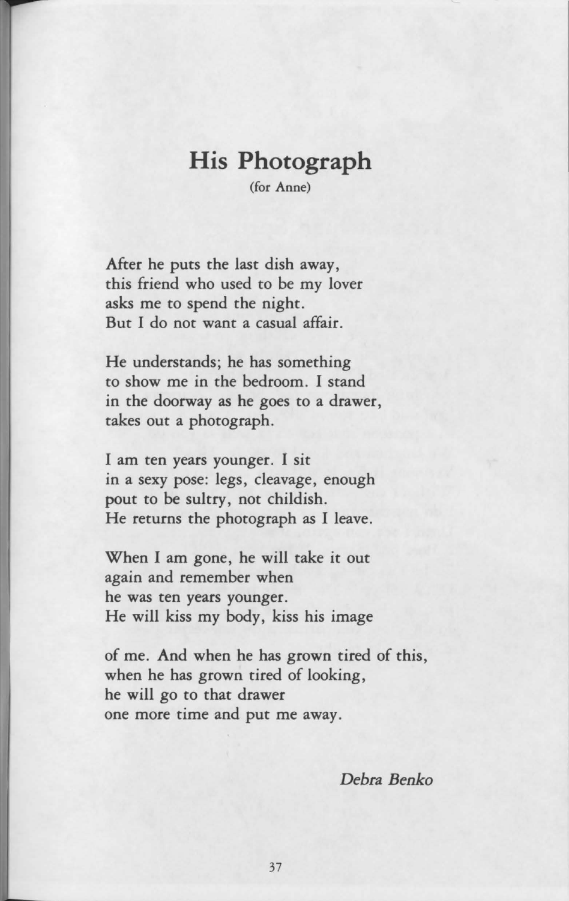# His Photograph

(for Anne)

After he puts the last dish away,  
this friend who used to be my lover  
asks me to spend the night.  
But I do not want a casual affair.

He understands; he has something  
to show me in the bedroom. I stand  
in the doorway as he goes to a drawer,  
takes out a photograph.

I am ten years younger. I sit  
in a sexy pose: legs, cleavage, enough  
pout to be sultry, not childish.  
He returns the photograph as I leave.

When I am gone, he will take it out  
again and remember when  
he was ten years younger.  
He will kiss my body, kiss his image

of me. And when he has grown tired of this,  
when he has grown tired of looking,  
he will go to that drawer  
one more time and put me away.

*Debra Benko*